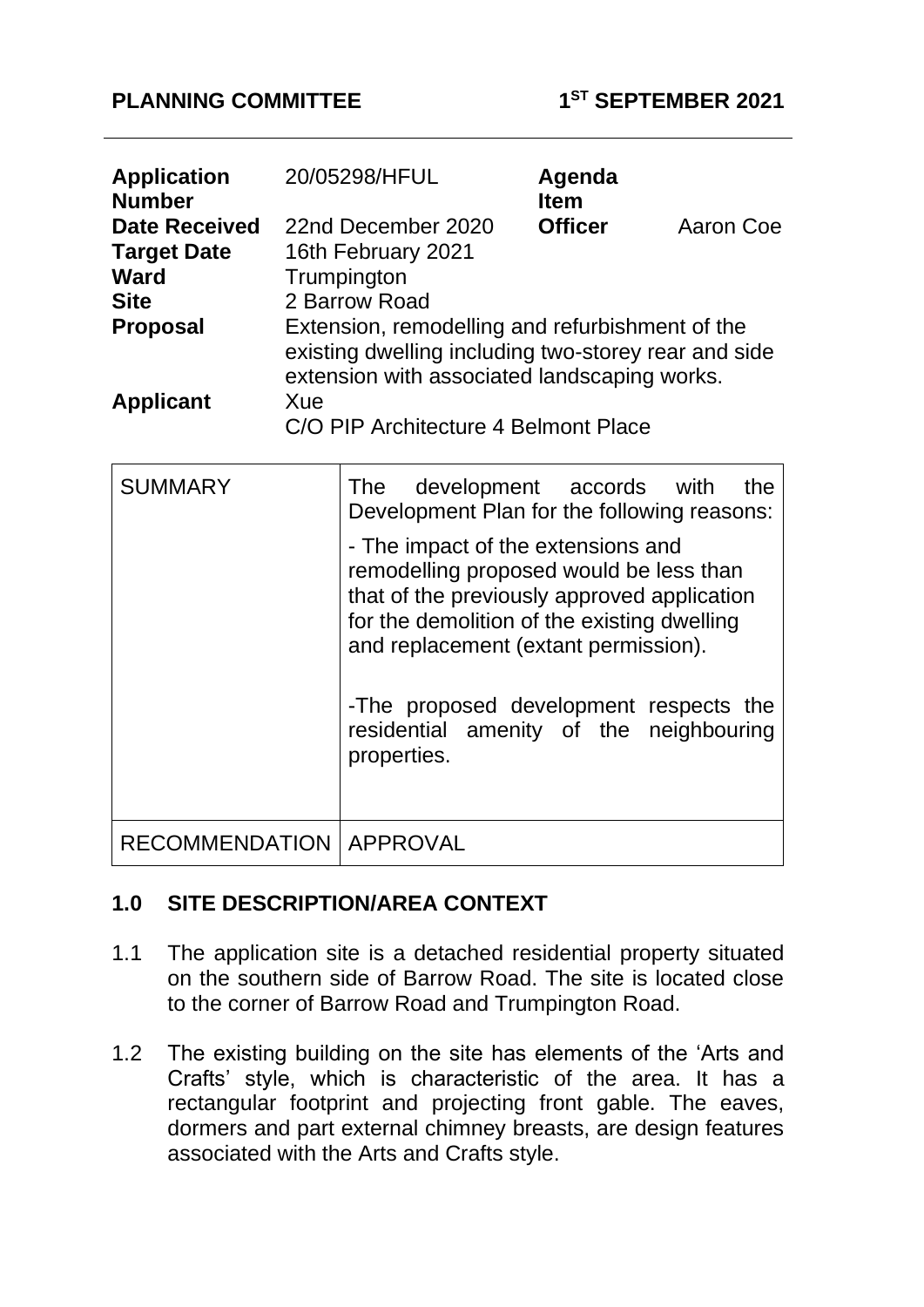**PLANNING COMMITTEE** **1ST SEPTEMBER 2021**

| | | | |
|---|---|---|---|
| **Application Number** | 20/05298/HFUL | **Agenda Item** | |
| **Date Received** | 22nd December 2020 | **Officer** | Aaron Coe |
| **Target Date** | 16th February 2021 | | |
| **Ward** | Trumpington | | |
| **Site** | 2 Barrow Road | | |
| **Proposal** | Extension, remodelling and refurbishment of the existing dwelling including two-storey rear and side extension with associated landscaping works. | | |
| **Applicant** | Xue<br>C/O PIP Architecture 4 Belmont Place | | |

| | |
|---|---|
| SUMMARY | The development accords with the Development Plan for the following reasons:<br><br>- The impact of the extensions and remodelling proposed would be less than that of the previously approved application for the demolition of the existing dwelling and replacement (extant permission).<br><br>-The proposed development respects the residential amenity of the neighbouring properties. |
| RECOMMENDATION | APPROVAL |

## 1.0 SITE DESCRIPTION/AREA CONTEXT

1.1 The application site is a detached residential property situated on the southern side of Barrow Road. The site is located close to the corner of Barrow Road and Trumpington Road.

1.2 The existing building on the site has elements of the 'Arts and Crafts' style, which is characteristic of the area. It has a rectangular footprint and projecting front gable. The eaves, dormers and part external chimney breasts, are design features associated with the Arts and Crafts style.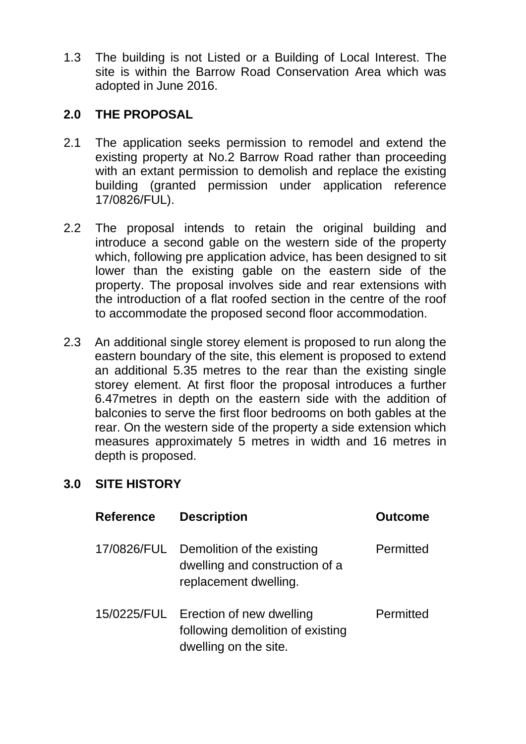1.3 The building is not Listed or a Building of Local Interest. The site is within the Barrow Road Conservation Area which was adopted in June 2016.

## 2.0 THE PROPOSAL

2.1 The application seeks permission to remodel and extend the existing property at No.2 Barrow Road rather than proceeding with an extant permission to demolish and replace the existing building (granted permission under application reference 17/0826/FUL).

2.2 The proposal intends to retain the original building and introduce a second gable on the western side of the property which, following pre application advice, has been designed to sit lower than the existing gable on the eastern side of the property. The proposal involves side and rear extensions with the introduction of a flat roofed section in the centre of the roof to accommodate the proposed second floor accommodation.

2.3 An additional single storey element is proposed to run along the eastern boundary of the site, this element is proposed to extend an additional 5.35 metres to the rear than the existing single storey element. At first floor the proposal introduces a further 6.47metres in depth on the eastern side with the addition of balconies to serve the first floor bedrooms on both gables at the rear. On the western side of the property a side extension which measures approximately 5 metres in width and 16 metres in depth is proposed.

## 3.0 SITE HISTORY

| Reference | Description | Outcome |
|---|---|---|
| 17/0826/FUL | Demolition of the existing dwelling and construction of a replacement dwelling. | Permitted |
| 15/0225/FUL | Erection of new dwelling following demolition of existing dwelling on the site. | Permitted |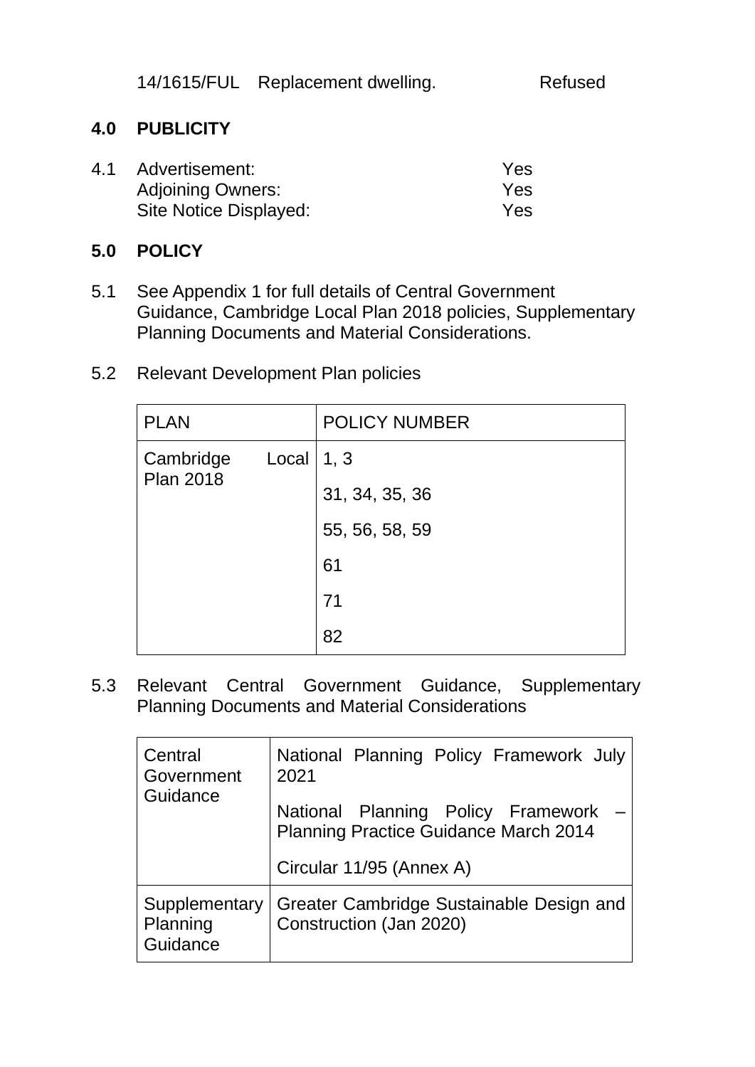| | | |
|---|---|---|
| 14/1615/FUL | Replacement dwelling. | Refused |

## 4.0 PUBLICITY

4.1 Advertisement: Yes
Adjoining Owners: Yes
Site Notice Displayed: Yes

## 5.0 POLICY

5.1 See Appendix 1 for full details of Central Government Guidance, Cambridge Local Plan 2018 policies, Supplementary Planning Documents and Material Considerations.

5.2 Relevant Development Plan policies

| PLAN | POLICY NUMBER |
|---|---|
| Cambridge Local Plan 2018 | 1, 3 |
| | 31, 34, 35, 36 |
| | 55, 56, 58, 59 |
| | 61 |
| | 71 |
| | 82 |

5.3 Relevant Central Government Guidance, Supplementary Planning Documents and Material Considerations

| | |
|---|---|
| Central Government Guidance | National Planning Policy Framework July 2021<br><br>National Planning Policy Framework – Planning Practice Guidance March 2014<br><br>Circular 11/95 (Annex A) |
| Supplementary Planning Guidance | Greater Cambridge Sustainable Design and Construction (Jan 2020) |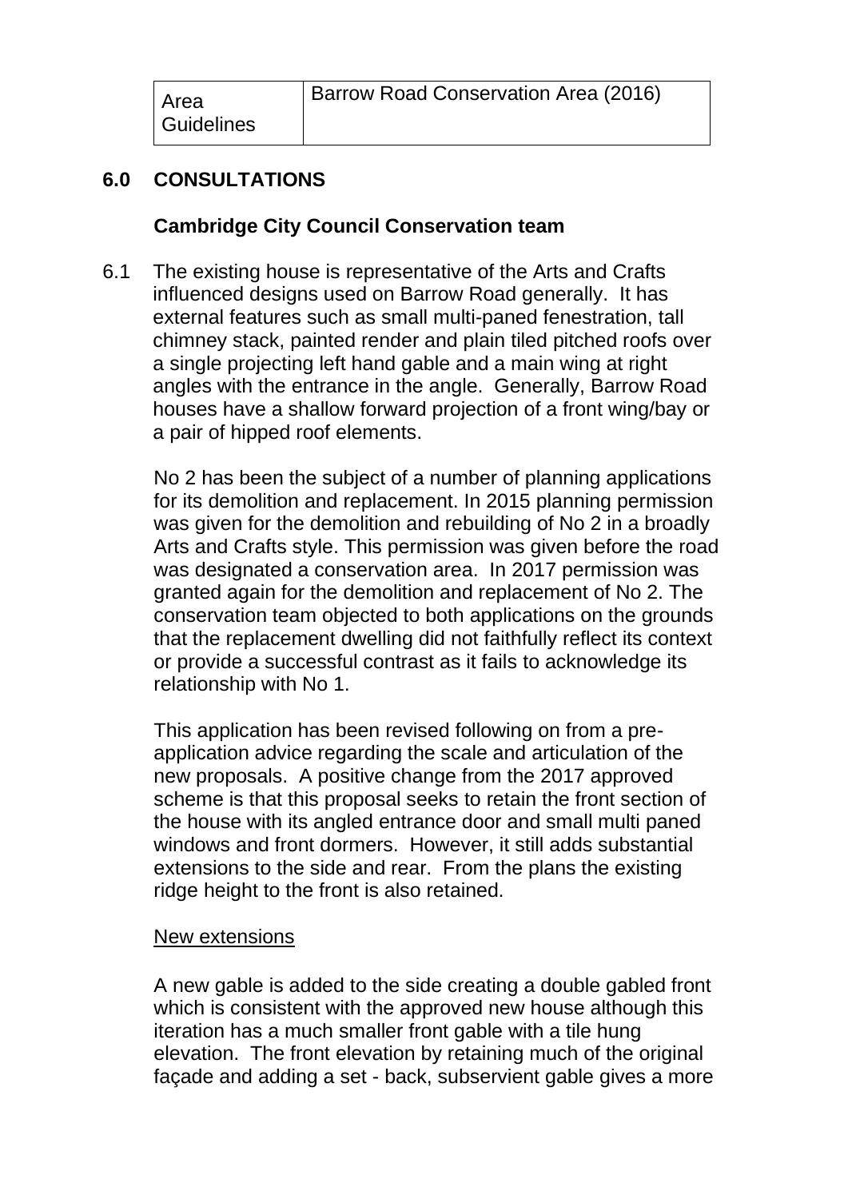| Area Guidelines | Barrow Road Conservation Area (2016) |
|---|---|

## 6.0 CONSULTATIONS

### Cambridge City Council Conservation team

6.1 The existing house is representative of the Arts and Crafts influenced designs used on Barrow Road generally. It has external features such as small multi-paned fenestration, tall chimney stack, painted render and plain tiled pitched roofs over a single projecting left hand gable and a main wing at right angles with the entrance in the angle. Generally, Barrow Road houses have a shallow forward projection of a front wing/bay or a pair of hipped roof elements.

No 2 has been the subject of a number of planning applications for its demolition and replacement. In 2015 planning permission was given for the demolition and rebuilding of No 2 in a broadly Arts and Crafts style. This permission was given before the road was designated a conservation area. In 2017 permission was granted again for the demolition and replacement of No 2. The conservation team objected to both applications on the grounds that the replacement dwelling did not faithfully reflect its context or provide a successful contrast as it fails to acknowledge its relationship with No 1.

This application has been revised following on from a pre-application advice regarding the scale and articulation of the new proposals. A positive change from the 2017 approved scheme is that this proposal seeks to retain the front section of the house with its angled entrance door and small multi paned windows and front dormers. However, it still adds substantial extensions to the side and rear. From the plans the existing ridge height to the front is also retained.

<u>New extensions</u>

A new gable is added to the side creating a double gabled front which is consistent with the approved new house although this iteration has a much smaller front gable with a tile hung elevation. The front elevation by retaining much of the original façade and adding a set - back, subservient gable gives a more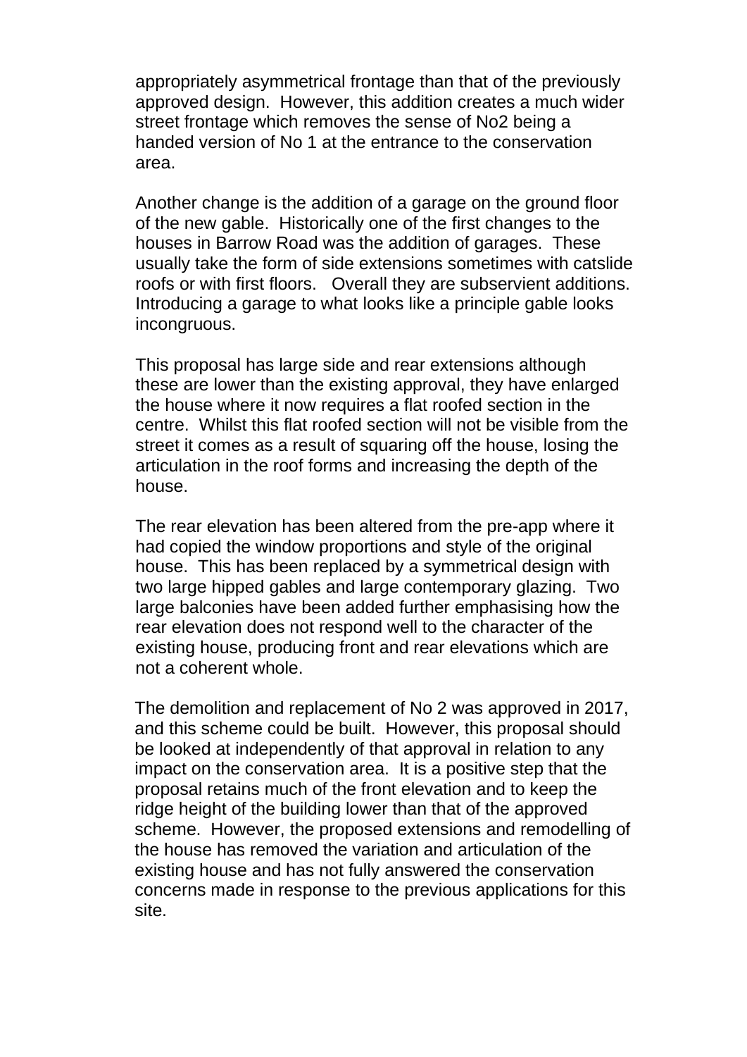appropriately asymmetrical frontage than that of the previously approved design. However, this addition creates a much wider street frontage which removes the sense of No2 being a handed version of No 1 at the entrance to the conservation area.

Another change is the addition of a garage on the ground floor of the new gable. Historically one of the first changes to the houses in Barrow Road was the addition of garages. These usually take the form of side extensions sometimes with catslide roofs or with first floors. Overall they are subservient additions. Introducing a garage to what looks like a principle gable looks incongruous.

This proposal has large side and rear extensions although these are lower than the existing approval, they have enlarged the house where it now requires a flat roofed section in the centre. Whilst this flat roofed section will not be visible from the street it comes as a result of squaring off the house, losing the articulation in the roof forms and increasing the depth of the house.

The rear elevation has been altered from the pre-app where it had copied the window proportions and style of the original house. This has been replaced by a symmetrical design with two large hipped gables and large contemporary glazing. Two large balconies have been added further emphasising how the rear elevation does not respond well to the character of the existing house, producing front and rear elevations which are not a coherent whole.

The demolition and replacement of No 2 was approved in 2017, and this scheme could be built. However, this proposal should be looked at independently of that approval in relation to any impact on the conservation area. It is a positive step that the proposal retains much of the front elevation and to keep the ridge height of the building lower than that of the approved scheme. However, the proposed extensions and remodelling of the house has removed the variation and articulation of the existing house and has not fully answered the conservation concerns made in response to the previous applications for this site.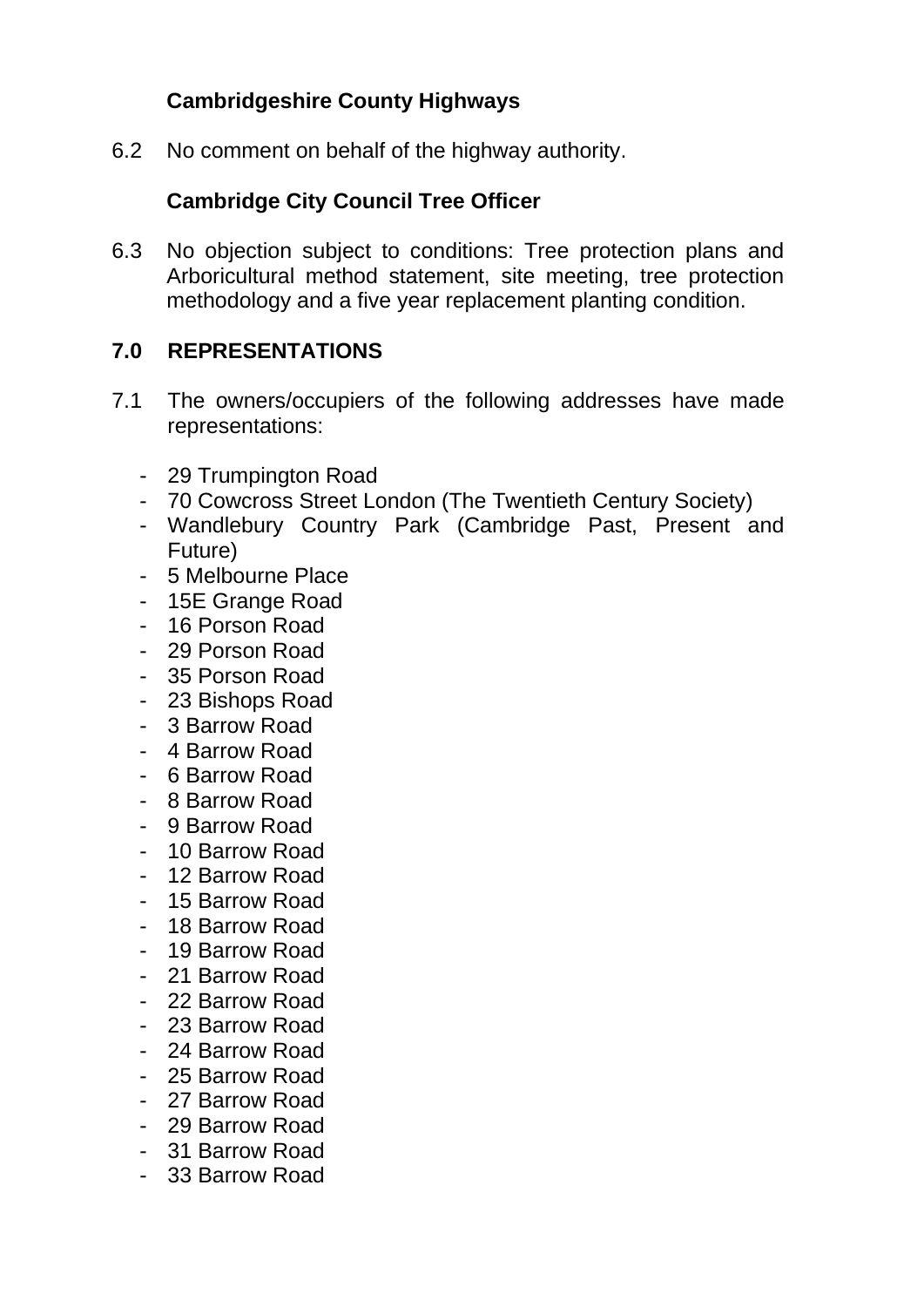**Cambridgeshire County Highways**

6.2 No comment on behalf of the highway authority.

**Cambridge City Council Tree Officer**

6.3 No objection subject to conditions: Tree protection plans and Arboricultural method statement, site meeting, tree protection methodology and a five year replacement planting condition.

## 7.0 REPRESENTATIONS

7.1 The owners/occupiers of the following addresses have made representations:

- 29 Trumpington Road
- 70 Cowcross Street London (The Twentieth Century Society)
- Wandlebury Country Park (Cambridge Past, Present and Future)
- 5 Melbourne Place
- 15E Grange Road
- 16 Porson Road
- 29 Porson Road
- 35 Porson Road
- 23 Bishops Road
- 3 Barrow Road
- 4 Barrow Road
- 6 Barrow Road
- 8 Barrow Road
- 9 Barrow Road
- 10 Barrow Road
- 12 Barrow Road
- 15 Barrow Road
- 18 Barrow Road
- 19 Barrow Road
- 21 Barrow Road
- 22 Barrow Road
- 23 Barrow Road
- 24 Barrow Road
- 25 Barrow Road
- 27 Barrow Road
- 29 Barrow Road
- 31 Barrow Road
- 33 Barrow Road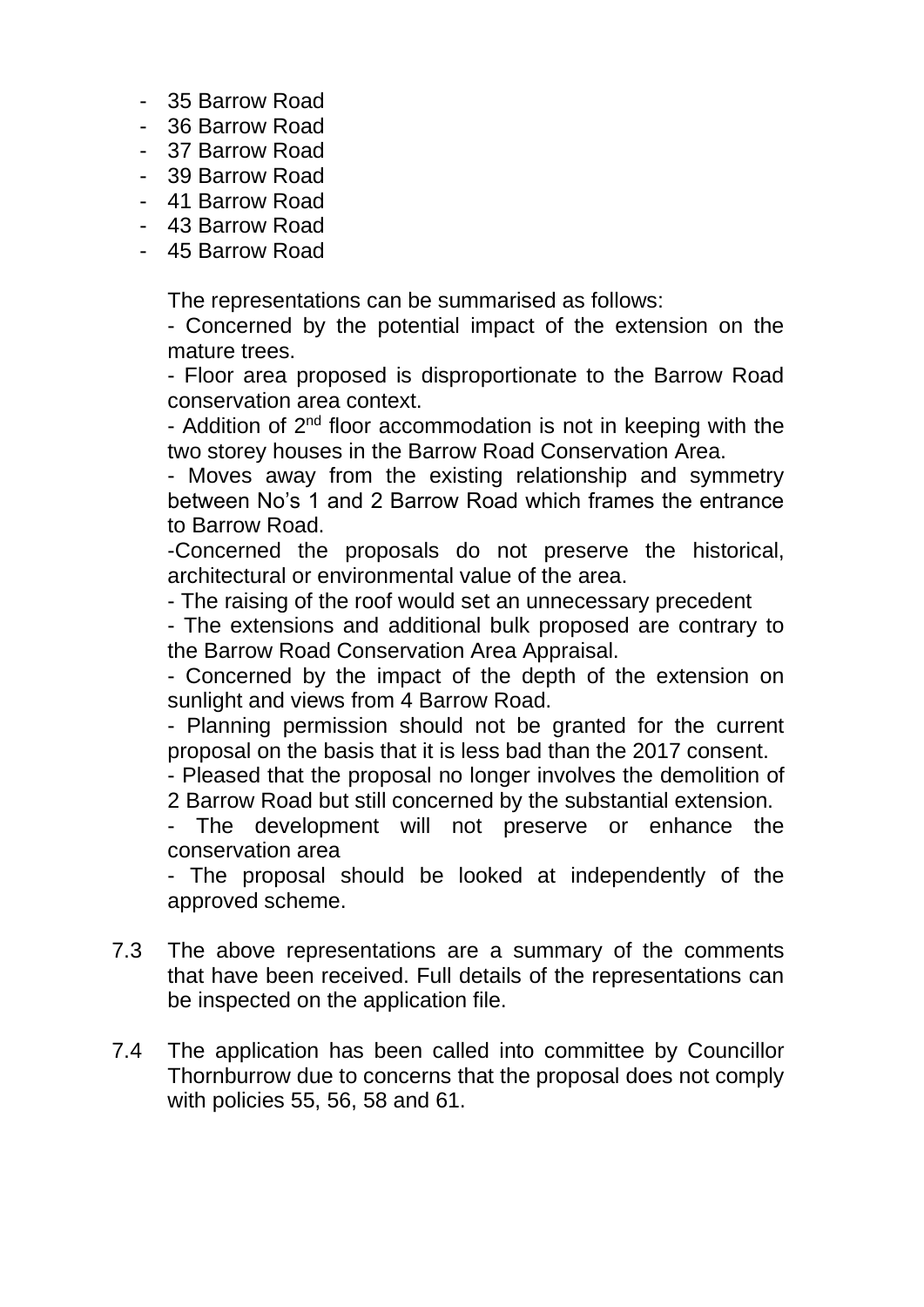- 35 Barrow Road
- 36 Barrow Road
- 37 Barrow Road
- 39 Barrow Road
- 41 Barrow Road
- 43 Barrow Road
- 45 Barrow Road

The representations can be summarised as follows:

- Concerned by the potential impact of the extension on the mature trees.
- Floor area proposed is disproportionate to the Barrow Road conservation area context.
- Addition of 2nd floor accommodation is not in keeping with the two storey houses in the Barrow Road Conservation Area.
- Moves away from the existing relationship and symmetry between No's 1 and 2 Barrow Road which frames the entrance to Barrow Road.
- Concerned the proposals do not preserve the historical, architectural or environmental value of the area.
- The raising of the roof would set an unnecessary precedent
- The extensions and additional bulk proposed are contrary to the Barrow Road Conservation Area Appraisal.
- Concerned by the impact of the depth of the extension on sunlight and views from 4 Barrow Road.
- Planning permission should not be granted for the current proposal on the basis that it is less bad than the 2017 consent.
- Pleased that the proposal no longer involves the demolition of 2 Barrow Road but still concerned by the substantial extension.
- The development will not preserve or enhance the conservation area
- The proposal should be looked at independently of the approved scheme.

7.3 The above representations are a summary of the comments that have been received. Full details of the representations can be inspected on the application file.

7.4 The application has been called into committee by Councillor Thornburrow due to concerns that the proposal does not comply with policies 55, 56, 58 and 61.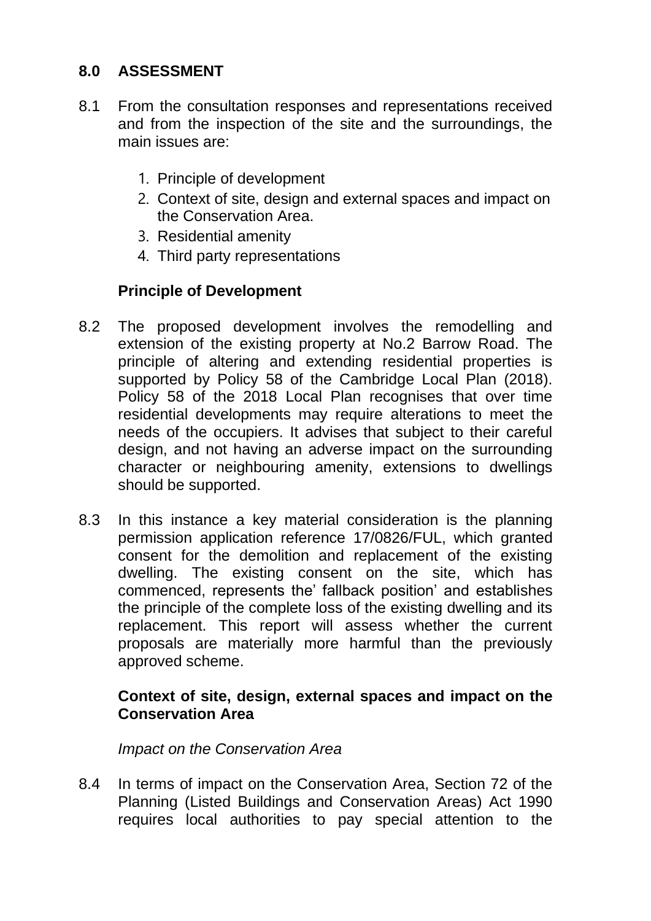## 8.0 ASSESSMENT

8.1 From the consultation responses and representations received and from the inspection of the site and the surroundings, the main issues are:

1. Principle of development
2. Context of site, design and external spaces and impact on the Conservation Area.
3. Residential amenity
4. Third party representations

**Principle of Development**

8.2 The proposed development involves the remodelling and extension of the existing property at No.2 Barrow Road. The principle of altering and extending residential properties is supported by Policy 58 of the Cambridge Local Plan (2018). Policy 58 of the 2018 Local Plan recognises that over time residential developments may require alterations to meet the needs of the occupiers. It advises that subject to their careful design, and not having an adverse impact on the surrounding character or neighbouring amenity, extensions to dwellings should be supported.

8.3 In this instance a key material consideration is the planning permission application reference 17/0826/FUL, which granted consent for the demolition and replacement of the existing dwelling. The existing consent on the site, which has commenced, represents the' fallback position' and establishes the principle of the complete loss of the existing dwelling and its replacement. This report will assess whether the current proposals are materially more harmful than the previously approved scheme.

**Context of site, design, external spaces and impact on the Conservation Area**

*Impact on the Conservation Area*

8.4 In terms of impact on the Conservation Area, Section 72 of the Planning (Listed Buildings and Conservation Areas) Act 1990 requires local authorities to pay special attention to the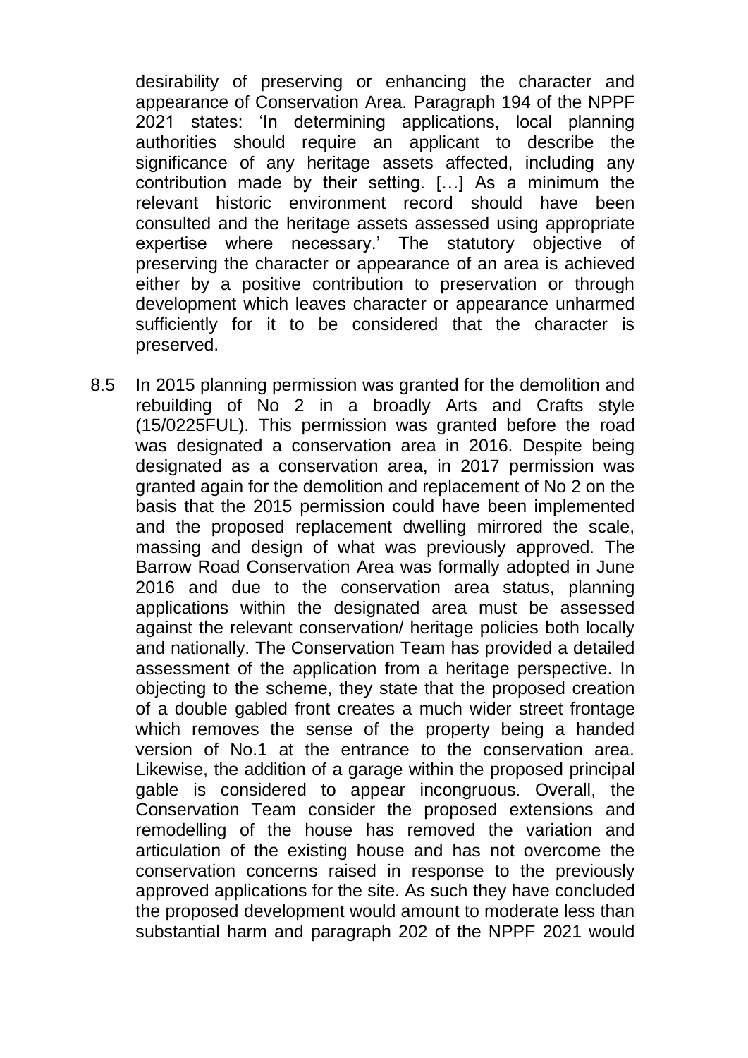desirability of preserving or enhancing the character and appearance of Conservation Area. Paragraph 194 of the NPPF 2021 states: 'In determining applications, local planning authorities should require an applicant to describe the significance of any heritage assets affected, including any contribution made by their setting. […] As a minimum the relevant historic environment record should have been consulted and the heritage assets assessed using appropriate expertise where necessary.' The statutory objective of preserving the character or appearance of an area is achieved either by a positive contribution to preservation or through development which leaves character or appearance unharmed sufficiently for it to be considered that the character is preserved.

8.5 In 2015 planning permission was granted for the demolition and rebuilding of No 2 in a broadly Arts and Crafts style (15/0225FUL). This permission was granted before the road was designated a conservation area in 2016. Despite being designated as a conservation area, in 2017 permission was granted again for the demolition and replacement of No 2 on the basis that the 2015 permission could have been implemented and the proposed replacement dwelling mirrored the scale, massing and design of what was previously approved. The Barrow Road Conservation Area was formally adopted in June 2016 and due to the conservation area status, planning applications within the designated area must be assessed against the relevant conservation/ heritage policies both locally and nationally. The Conservation Team has provided a detailed assessment of the application from a heritage perspective. In objecting to the scheme, they state that the proposed creation of a double gabled front creates a much wider street frontage which removes the sense of the property being a handed version of No.1 at the entrance to the conservation area. Likewise, the addition of a garage within the proposed principal gable is considered to appear incongruous. Overall, the Conservation Team consider the proposed extensions and remodelling of the house has removed the variation and articulation of the existing house and has not overcome the conservation concerns raised in response to the previously approved applications for the site. As such they have concluded the proposed development would amount to moderate less than substantial harm and paragraph 202 of the NPPF 2021 would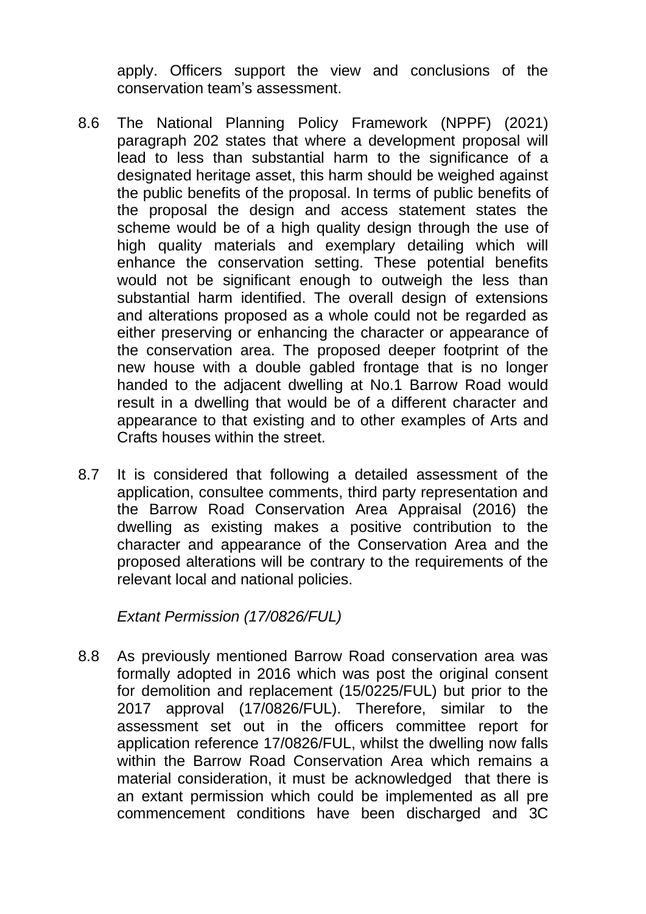apply. Officers support the view and conclusions of the conservation team's assessment.

8.6 The National Planning Policy Framework (NPPF) (2021) paragraph 202 states that where a development proposal will lead to less than substantial harm to the significance of a designated heritage asset, this harm should be weighed against the public benefits of the proposal. In terms of public benefits of the proposal the design and access statement states the scheme would be of a high quality design through the use of high quality materials and exemplary detailing which will enhance the conservation setting. These potential benefits would not be significant enough to outweigh the less than substantial harm identified. The overall design of extensions and alterations proposed as a whole could not be regarded as either preserving or enhancing the character or appearance of the conservation area. The proposed deeper footprint of the new house with a double gabled frontage that is no longer handed to the adjacent dwelling at No.1 Barrow Road would result in a dwelling that would be of a different character and appearance to that existing and to other examples of Arts and Crafts houses within the street.

8.7 It is considered that following a detailed assessment of the application, consultee comments, third party representation and the Barrow Road Conservation Area Appraisal (2016) the dwelling as existing makes a positive contribution to the character and appearance of the Conservation Area and the proposed alterations will be contrary to the requirements of the relevant local and national policies.

*Extant Permission (17/0826/FUL)*

8.8 As previously mentioned Barrow Road conservation area was formally adopted in 2016 which was post the original consent for demolition and replacement (15/0225/FUL) but prior to the 2017 approval (17/0826/FUL). Therefore, similar to the assessment set out in the officers committee report for application reference 17/0826/FUL, whilst the dwelling now falls within the Barrow Road Conservation Area which remains a material consideration, it must be acknowledged that there is an extant permission which could be implemented as all pre commencement conditions have been discharged and 3C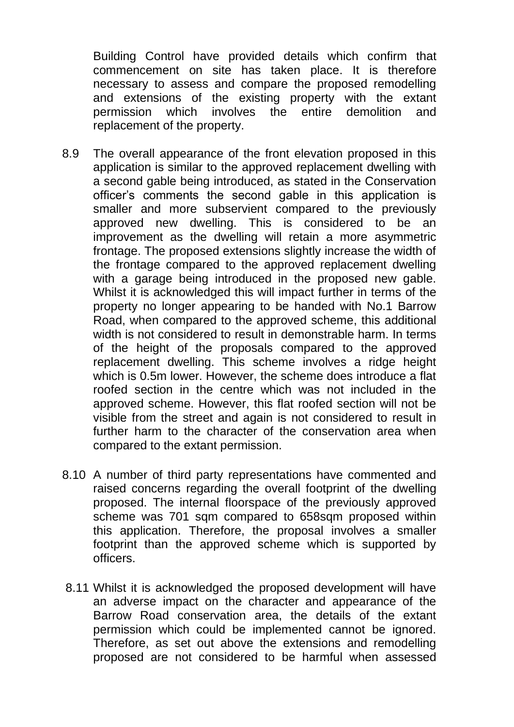Building Control have provided details which confirm that commencement on site has taken place. It is therefore necessary to assess and compare the proposed remodelling and extensions of the existing property with the extant permission which involves the entire demolition and replacement of the property.

8.9 The overall appearance of the front elevation proposed in this application is similar to the approved replacement dwelling with a second gable being introduced, as stated in the Conservation officer's comments the second gable in this application is smaller and more subservient compared to the previously approved new dwelling. This is considered to be an improvement as the dwelling will retain a more asymmetric frontage. The proposed extensions slightly increase the width of the frontage compared to the approved replacement dwelling with a garage being introduced in the proposed new gable. Whilst it is acknowledged this will impact further in terms of the property no longer appearing to be handed with No.1 Barrow Road, when compared to the approved scheme, this additional width is not considered to result in demonstrable harm. In terms of the height of the proposals compared to the approved replacement dwelling. This scheme involves a ridge height which is 0.5m lower. However, the scheme does introduce a flat roofed section in the centre which was not included in the approved scheme. However, this flat roofed section will not be visible from the street and again is not considered to result in further harm to the character of the conservation area when compared to the extant permission.

8.10 A number of third party representations have commented and raised concerns regarding the overall footprint of the dwelling proposed. The internal floorspace of the previously approved scheme was 701 sqm compared to 658sqm proposed within this application. Therefore, the proposal involves a smaller footprint than the approved scheme which is supported by officers.

8.11 Whilst it is acknowledged the proposed development will have an adverse impact on the character and appearance of the Barrow Road conservation area, the details of the extant permission which could be implemented cannot be ignored. Therefore, as set out above the extensions and remodelling proposed are not considered to be harmful when assessed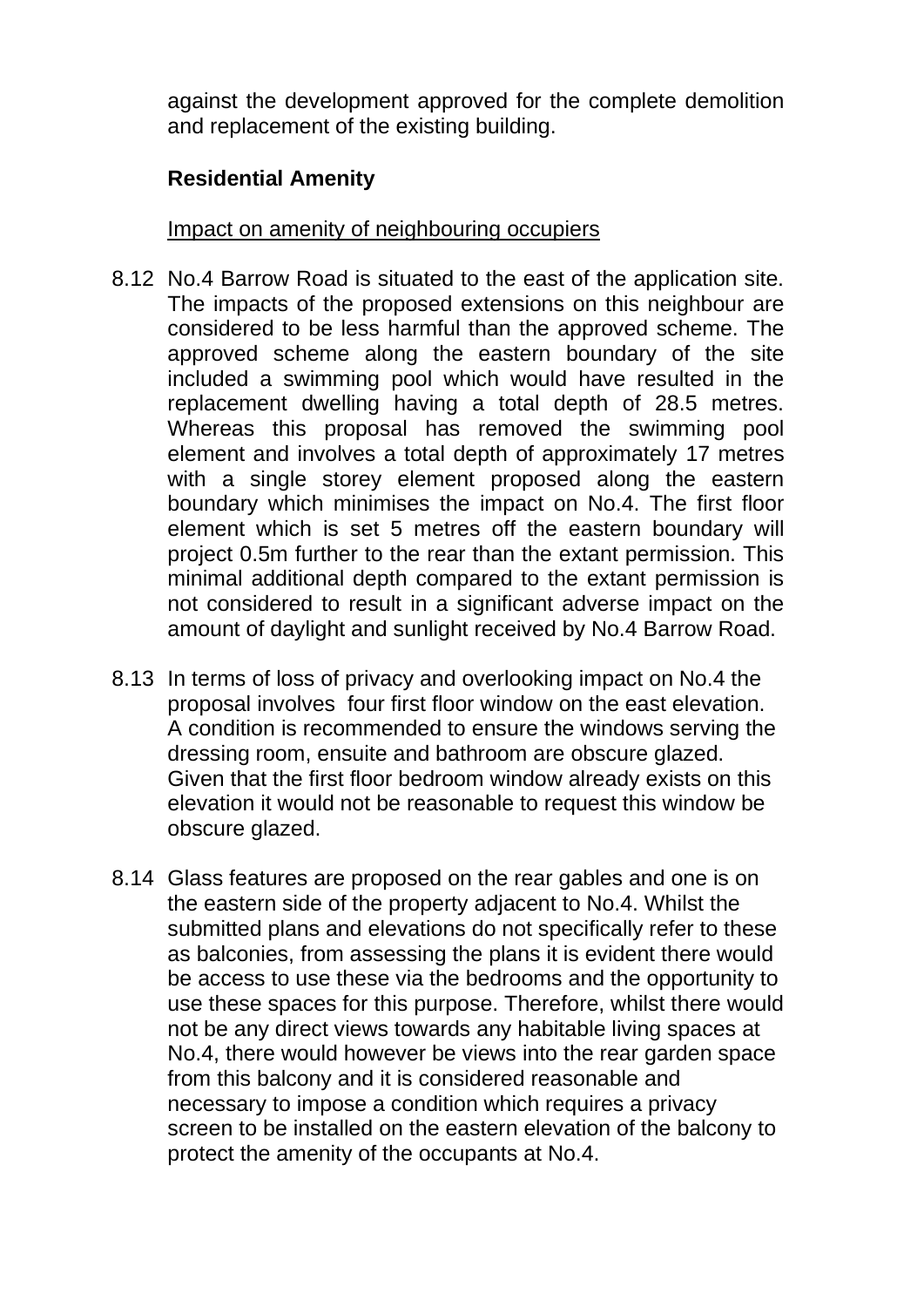against the development approved for the complete demolition and replacement of the existing building.

**Residential Amenity**

Impact on amenity of neighbouring occupiers

8.12 No.4 Barrow Road is situated to the east of the application site. The impacts of the proposed extensions on this neighbour are considered to be less harmful than the approved scheme. The approved scheme along the eastern boundary of the site included a swimming pool which would have resulted in the replacement dwelling having a total depth of 28.5 metres. Whereas this proposal has removed the swimming pool element and involves a total depth of approximately 17 metres with a single storey element proposed along the eastern boundary which minimises the impact on No.4. The first floor element which is set 5 metres off the eastern boundary will project 0.5m further to the rear than the extant permission. This minimal additional depth compared to the extant permission is not considered to result in a significant adverse impact on the amount of daylight and sunlight received by No.4 Barrow Road.

8.13 In terms of loss of privacy and overlooking impact on No.4 the proposal involves four first floor window on the east elevation. A condition is recommended to ensure the windows serving the dressing room, ensuite and bathroom are obscure glazed. Given that the first floor bedroom window already exists on this elevation it would not be reasonable to request this window be obscure glazed.

8.14 Glass features are proposed on the rear gables and one is on the eastern side of the property adjacent to No.4. Whilst the submitted plans and elevations do not specifically refer to these as balconies, from assessing the plans it is evident there would be access to use these via the bedrooms and the opportunity to use these spaces for this purpose. Therefore, whilst there would not be any direct views towards any habitable living spaces at No.4, there would however be views into the rear garden space from this balcony and it is considered reasonable and necessary to impose a condition which requires a privacy screen to be installed on the eastern elevation of the balcony to protect the amenity of the occupants at No.4.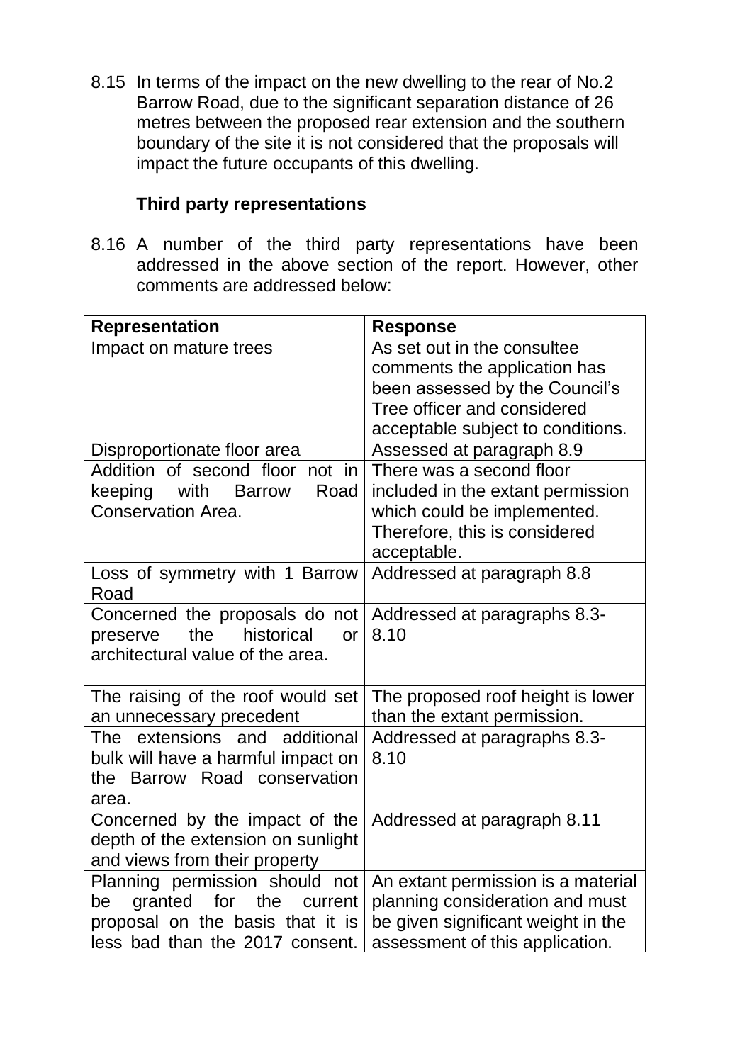8.15 In terms of the impact on the new dwelling to the rear of No.2 Barrow Road, due to the significant separation distance of 26 metres between the proposed rear extension and the southern boundary of the site it is not considered that the proposals will impact the future occupants of this dwelling.

**Third party representations**

8.16 A number of the third party representations have been addressed in the above section of the report. However, other comments are addressed below:

| Representation | Response |
|---|---|
| Impact on mature trees | As set out in the consultee comments the application has been assessed by the Council's Tree officer and considered acceptable subject to conditions. |
| Disproportionate floor area | Assessed at paragraph 8.9 |
| Addition of second floor not in keeping with Barrow Road Conservation Area. | There was a second floor included in the extant permission which could be implemented. Therefore, this is considered acceptable. |
| Loss of symmetry with 1 Barrow Road | Addressed at paragraph 8.8 |
| Concerned the proposals do not preserve the historical or architectural value of the area. | Addressed at paragraphs 8.3-8.10 |
| The raising of the roof would set an unnecessary precedent | The proposed roof height is lower than the extant permission. |
| The extensions and additional bulk will have a harmful impact on the Barrow Road conservation area. | Addressed at paragraphs 8.3-8.10 |
| Concerned by the impact of the depth of the extension on sunlight and views from their property | Addressed at paragraph 8.11 |
| Planning permission should not be granted for the current proposal on the basis that it is less bad than the 2017 consent. | An extant permission is a material planning consideration and must be given significant weight in the assessment of this application. |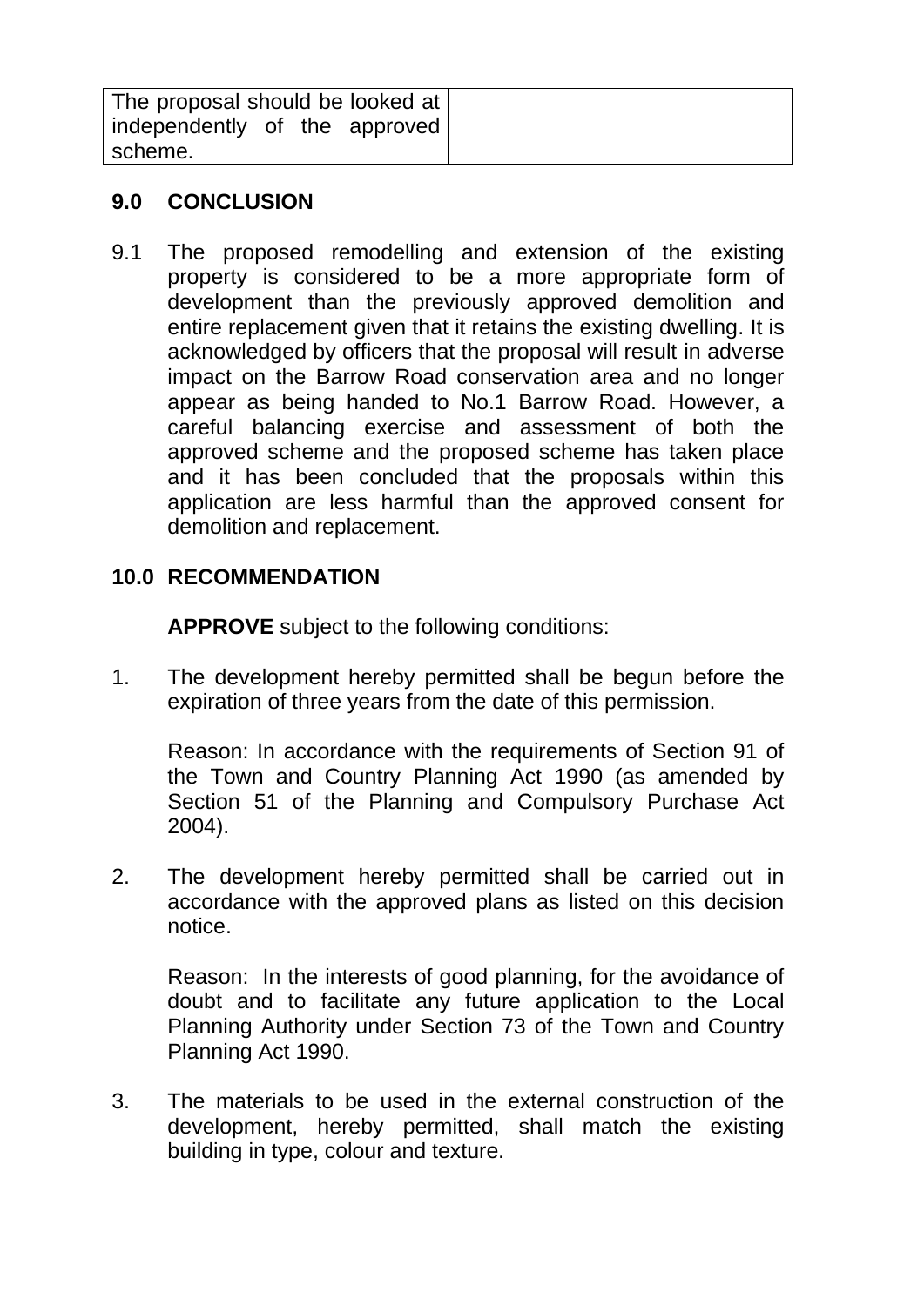| The proposal should be looked at independently of the approved scheme. | |
|---|---|

## 9.0 CONCLUSION

9.1 The proposed remodelling and extension of the existing property is considered to be a more appropriate form of development than the previously approved demolition and entire replacement given that it retains the existing dwelling. It is acknowledged by officers that the proposal will result in adverse impact on the Barrow Road conservation area and no longer appear as being handed to No.1 Barrow Road. However, a careful balancing exercise and assessment of both the approved scheme and the proposed scheme has taken place and it has been concluded that the proposals within this application are less harmful than the approved consent for demolition and replacement.

## 10.0 RECOMMENDATION

**APPROVE** subject to the following conditions:

1. The development hereby permitted shall be begun before the expiration of three years from the date of this permission.

   Reason: In accordance with the requirements of Section 91 of the Town and Country Planning Act 1990 (as amended by Section 51 of the Planning and Compulsory Purchase Act 2004).

2. The development hereby permitted shall be carried out in accordance with the approved plans as listed on this decision notice.

   Reason: In the interests of good planning, for the avoidance of doubt and to facilitate any future application to the Local Planning Authority under Section 73 of the Town and Country Planning Act 1990.

3. The materials to be used in the external construction of the development, hereby permitted, shall match the existing building in type, colour and texture.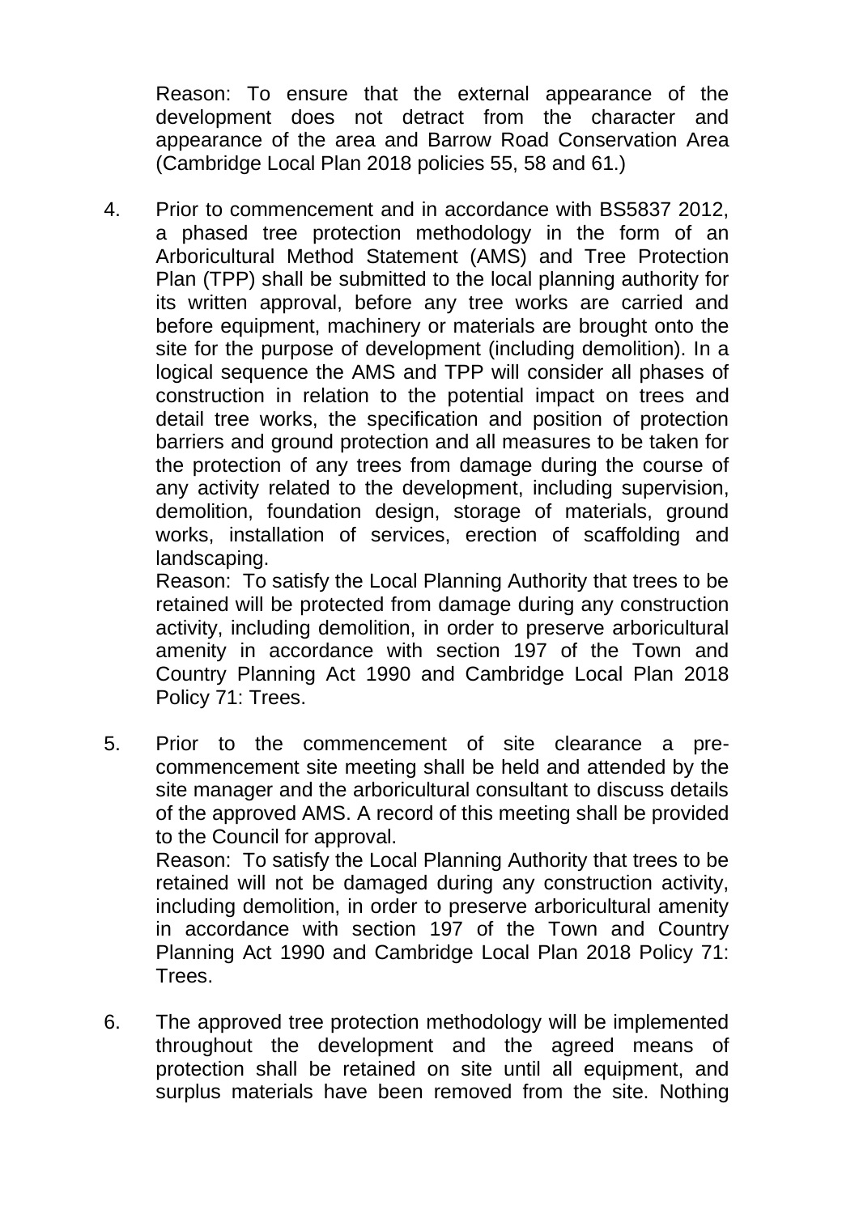Reason: To ensure that the external appearance of the development does not detract from the character and appearance of the area and Barrow Road Conservation Area (Cambridge Local Plan 2018 policies 55, 58 and 61.)

4. Prior to commencement and in accordance with BS5837 2012, a phased tree protection methodology in the form of an Arboricultural Method Statement (AMS) and Tree Protection Plan (TPP) shall be submitted to the local planning authority for its written approval, before any tree works are carried and before equipment, machinery or materials are brought onto the site for the purpose of development (including demolition). In a logical sequence the AMS and TPP will consider all phases of construction in relation to the potential impact on trees and detail tree works, the specification and position of protection barriers and ground protection and all measures to be taken for the protection of any trees from damage during the course of any activity related to the development, including supervision, demolition, foundation design, storage of materials, ground works, installation of services, erection of scaffolding and landscaping.
   Reason: To satisfy the Local Planning Authority that trees to be retained will be protected from damage during any construction activity, including demolition, in order to preserve arboricultural amenity in accordance with section 197 of the Town and Country Planning Act 1990 and Cambridge Local Plan 2018 Policy 71: Trees.

5. Prior to the commencement of site clearance a pre-commencement site meeting shall be held and attended by the site manager and the arboricultural consultant to discuss details of the approved AMS. A record of this meeting shall be provided to the Council for approval.
   Reason: To satisfy the Local Planning Authority that trees to be retained will not be damaged during any construction activity, including demolition, in order to preserve arboricultural amenity in accordance with section 197 of the Town and Country Planning Act 1990 and Cambridge Local Plan 2018 Policy 71: Trees.

6. The approved tree protection methodology will be implemented throughout the development and the agreed means of protection shall be retained on site until all equipment, and surplus materials have been removed from the site. Nothing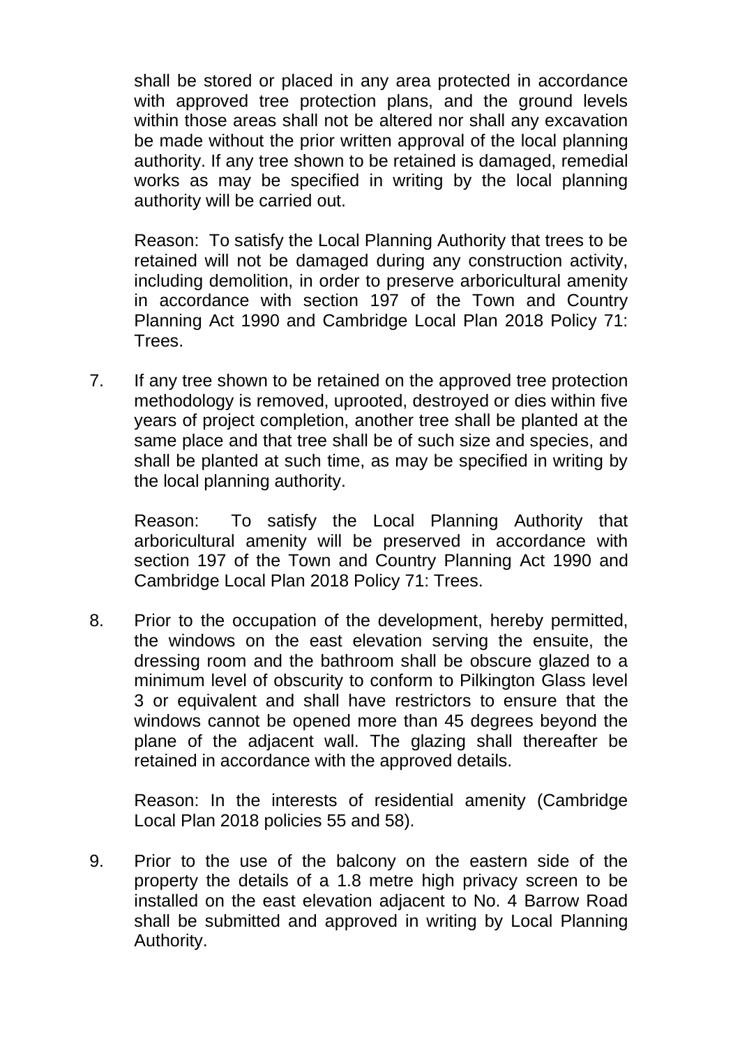shall be stored or placed in any area protected in accordance with approved tree protection plans, and the ground levels within those areas shall not be altered nor shall any excavation be made without the prior written approval of the local planning authority. If any tree shown to be retained is damaged, remedial works as may be specified in writing by the local planning authority will be carried out.

Reason: To satisfy the Local Planning Authority that trees to be retained will not be damaged during any construction activity, including demolition, in order to preserve arboricultural amenity in accordance with section 197 of the Town and Country Planning Act 1990 and Cambridge Local Plan 2018 Policy 71: Trees.

7. If any tree shown to be retained on the approved tree protection methodology is removed, uprooted, destroyed or dies within five years of project completion, another tree shall be planted at the same place and that tree shall be of such size and species, and shall be planted at such time, as may be specified in writing by the local planning authority.

   Reason: To satisfy the Local Planning Authority that arboricultural amenity will be preserved in accordance with section 197 of the Town and Country Planning Act 1990 and Cambridge Local Plan 2018 Policy 71: Trees.

8. Prior to the occupation of the development, hereby permitted, the windows on the east elevation serving the ensuite, the dressing room and the bathroom shall be obscure glazed to a minimum level of obscurity to conform to Pilkington Glass level 3 or equivalent and shall have restrictors to ensure that the windows cannot be opened more than 45 degrees beyond the plane of the adjacent wall. The glazing shall thereafter be retained in accordance with the approved details.

   Reason: In the interests of residential amenity (Cambridge Local Plan 2018 policies 55 and 58).

9. Prior to the use of the balcony on the eastern side of the property the details of a 1.8 metre high privacy screen to be installed on the east elevation adjacent to No. 4 Barrow Road shall be submitted and approved in writing by Local Planning Authority.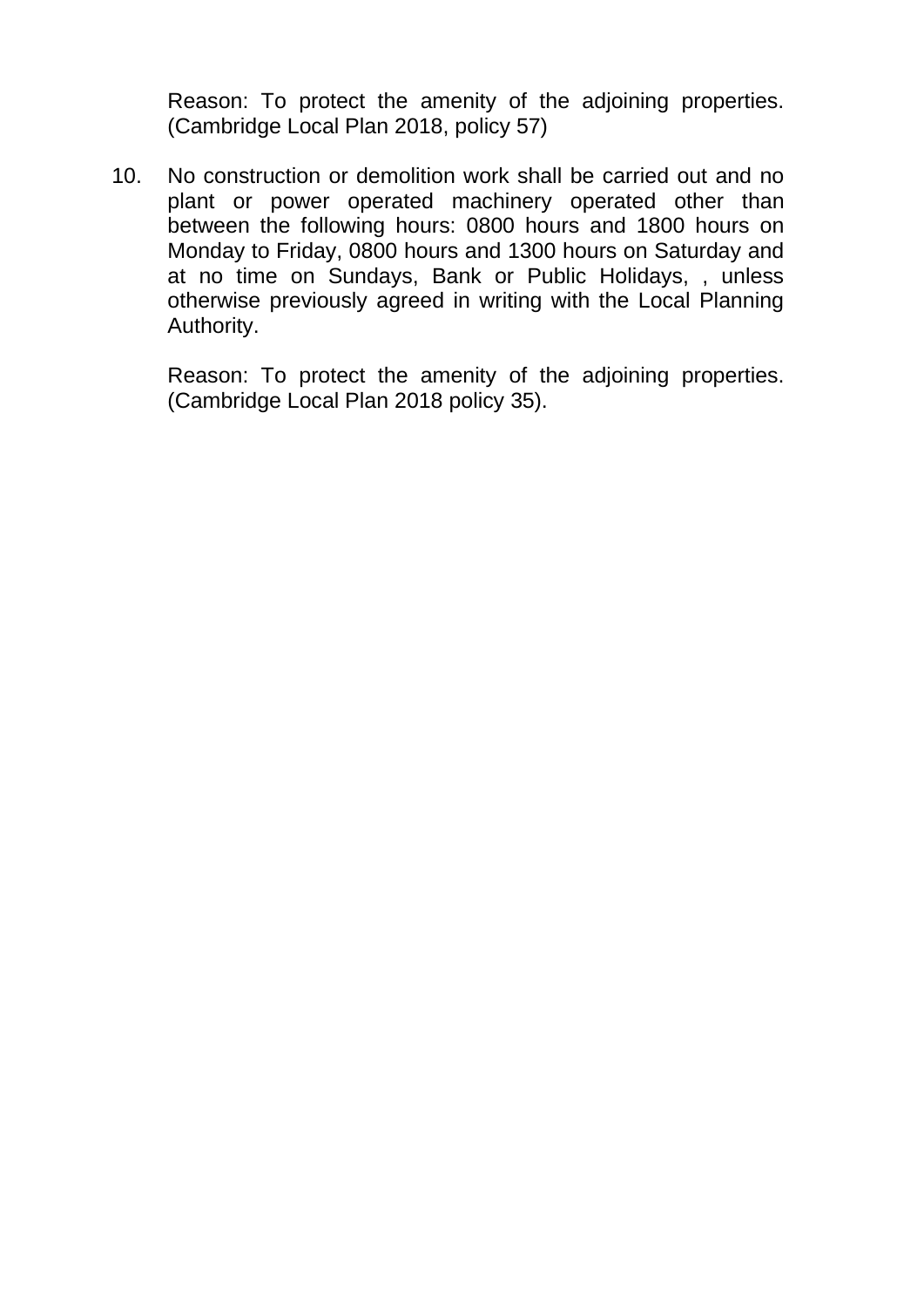Reason: To protect the amenity of the adjoining properties. (Cambridge Local Plan 2018, policy 57)

10. No construction or demolition work shall be carried out and no plant or power operated machinery operated other than between the following hours: 0800 hours and 1800 hours on Monday to Friday, 0800 hours and 1300 hours on Saturday and at no time on Sundays, Bank or Public Holidays, , unless otherwise previously agreed in writing with the Local Planning Authority.

    Reason: To protect the amenity of the adjoining properties. (Cambridge Local Plan 2018 policy 35).